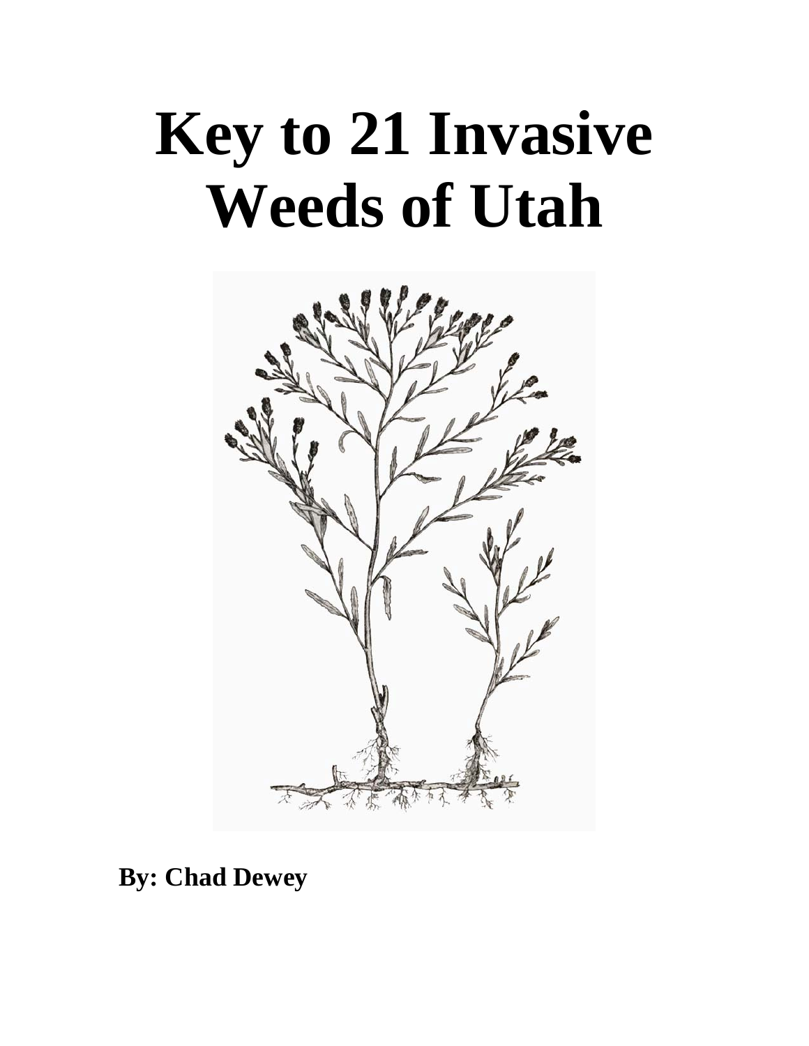# Key to 21 Invasive Weeds of Utah

**By: Chad Dewey**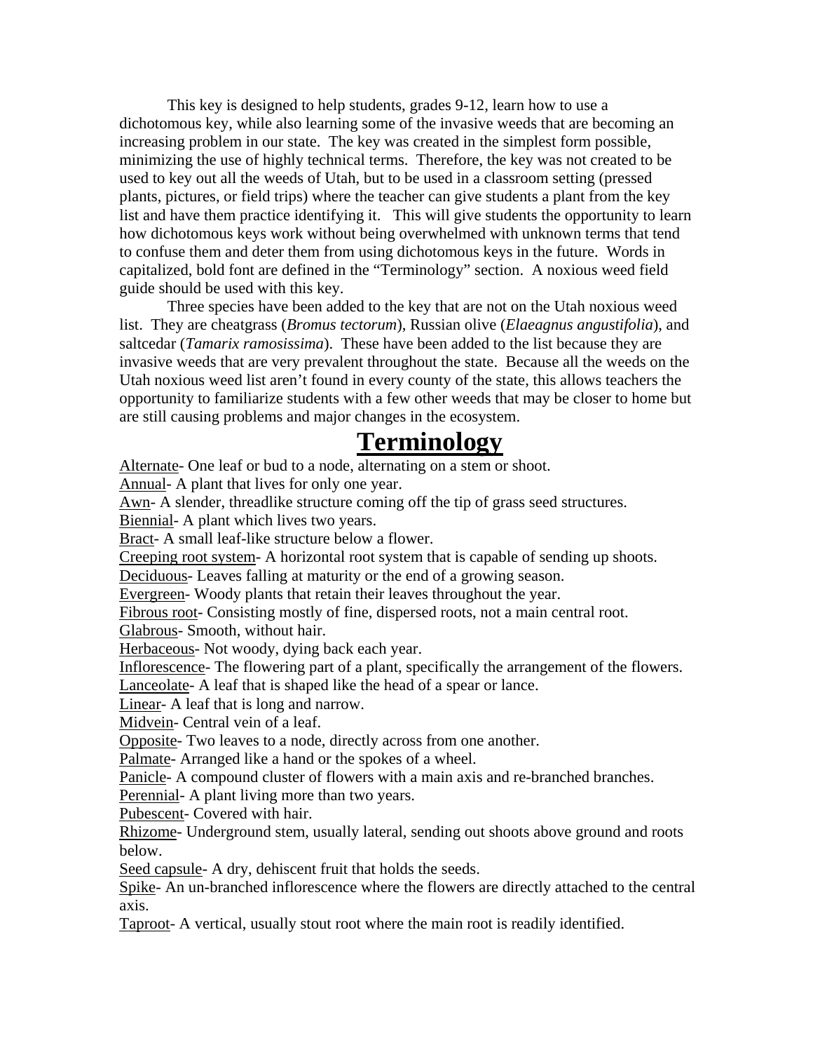This key is designed to help students, grades 9-12, learn how to use a dichotomous key, while also learning some of the invasive weeds that are becoming an increasing problem in our state. The key was created in the simplest form possible, minimizing the use of highly technical terms. Therefore, the key was not created to be used to key out all the weeds of Utah, but to be used in a classroom setting (pressed plants, pictures, or field trips) where the teacher can give students a plant from the key list and have them practice identifying it. This will give students the opportunity to learn how dichotomous keys work without being overwhelmed with unknown terms that tend to confuse them and deter them from using dichotomous keys in the future. Words in capitalized, bold font are defined in the "Terminology" section. A noxious weed field guide should be used with this key.

Three species have been added to the key that are not on the Utah noxious weed list. They are cheatgrass (*Bromus tectorum*), Russian olive (*Elaeagnus angustifolia*), and saltcedar (*Tamarix ramosissima*). These have been added to the list because they are invasive weeds that are very prevalent throughout the state. Because all the weeds on the Utah noxious weed list aren't found in every county of the state, this allows teachers the opportunity to familiarize students with a few other weeds that may be closer to home but are still causing problems and major changes in the ecosystem.

# Terminology

Alternate- One leaf or bud to a node, alternating on a stem or shoot.
Annual- A plant that lives for only one year.
Awn- A slender, threadlike structure coming off the tip of grass seed structures.
Biennial- A plant which lives two years.
Bract- A small leaf-like structure below a flower.
Creeping root system- A horizontal root system that is capable of sending up shoots.
Deciduous- Leaves falling at maturity or the end of a growing season.
Evergreen- Woody plants that retain their leaves throughout the year.
Fibrous root- Consisting mostly of fine, dispersed roots, not a main central root.
Glabrous- Smooth, without hair.
Herbaceous- Not woody, dying back each year.
Inflorescence- The flowering part of a plant, specifically the arrangement of the flowers.
Lanceolate- A leaf that is shaped like the head of a spear or lance.
Linear- A leaf that is long and narrow.
Midvein- Central vein of a leaf.
Opposite- Two leaves to a node, directly across from one another.
Palmate- Arranged like a hand or the spokes of a wheel.
Panicle- A compound cluster of flowers with a main axis and re-branched branches.
Perennial- A plant living more than two years.
Pubescent- Covered with hair.
Rhizome- Underground stem, usually lateral, sending out shoots above ground and roots below.
Seed capsule- A dry, dehiscent fruit that holds the seeds.
Spike- An un-branched inflorescence where the flowers are directly attached to the central axis.
Taproot- A vertical, usually stout root where the main root is readily identified.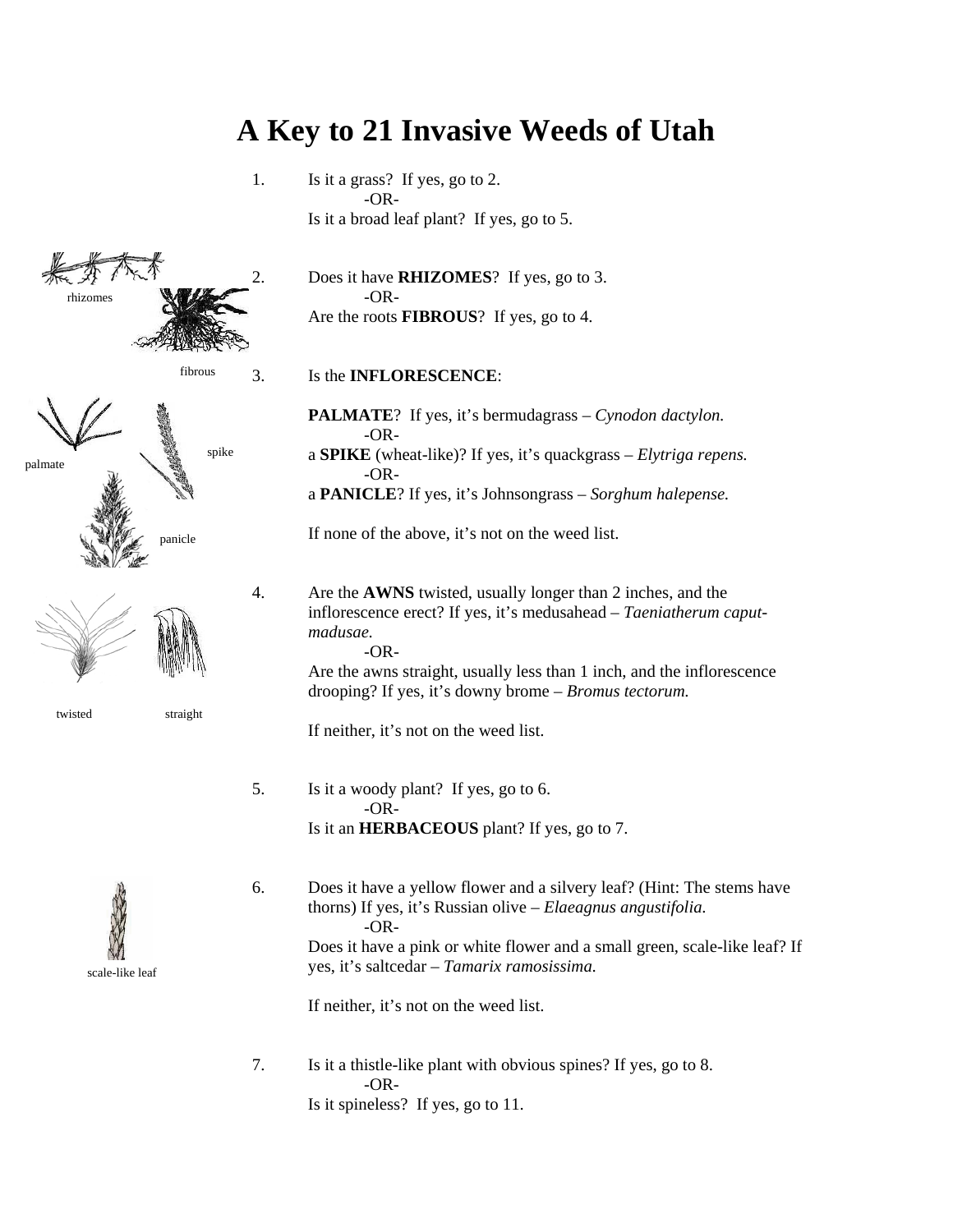# A Key to 21 Invasive Weeds of Utah

1. Is it a grass? If yes, go to 2.
   -OR-
   Is it a broad leaf plant? If yes, go to 5.

rhizomes

fibrous

2. Does it have **RHIZOMES**? If yes, go to 3.
   -OR-
   Are the roots **FIBROUS**? If yes, go to 4.

3. Is the **INFLORESCENCE**:

   **PALMATE**? If yes, it's bermudagrass – *Cynodon dactylon.*
   -OR-
   a **SPIKE** (wheat-like)? If yes, it's quackgrass – *Elytriga repens.*
   -OR-
   a **PANICLE**? If yes, it's Johnsongrass – *Sorghum halepense.*

   If none of the above, it's not on the weed list.

palmate

spike

panicle

4. Are the **AWNS** twisted, usually longer than 2 inches, and the inflorescence erect? If yes, it's medusahead – *Taeniatherum caput-madusae.*
   -OR-
   Are the awns straight, usually less than 1 inch, and the inflorescence drooping? If yes, it's downy brome – *Bromus tectorum.*

   If neither, it's not on the weed list.

twisted

straight

5. Is it a woody plant? If yes, go to 6.
   -OR-
   Is it an **HERBACEOUS** plant? If yes, go to 7.

6. Does it have a yellow flower and a silvery leaf? (Hint: The stems have thorns) If yes, it's Russian olive – *Elaeagnus angustifolia.*
   -OR-
   Does it have a pink or white flower and a small green, scale-like leaf? If yes, it's saltcedar – *Tamarix ramosissima.*

   If neither, it's not on the weed list.

scale-like leaf

7. Is it a thistle-like plant with obvious spines? If yes, go to 8.
   -OR-
   Is it spineless? If yes, go to 11.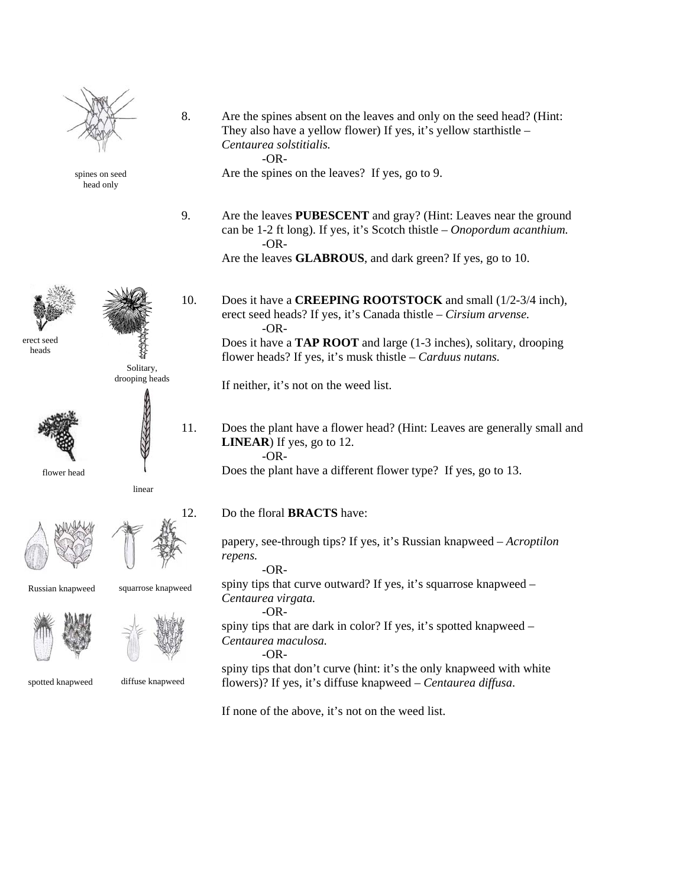8. Are the spines absent on the leaves and only on the seed head? (Hint: They also have a yellow flower) If yes, it's yellow starthistle – *Centaurea solstitialis.*

   -OR-

   Are the spines on the leaves? If yes, go to 9.

spines on seed head only

9. Are the leaves **PUBESCENT** and gray? (Hint: Leaves near the ground can be 1-2 ft long). If yes, it's Scotch thistle – *Onopordum acanthium.*

   -OR-

   Are the leaves **GLABROUS**, and dark green? If yes, go to 10.

10. Does it have a **CREEPING ROOTSTOCK** and small (1/2-3/4 inch), erect seed heads? If yes, it's Canada thistle – *Cirsium arvense.*

    -OR-

    Does it have a **TAP ROOT** and large (1-3 inches), solitary, drooping flower heads? If yes, it's musk thistle – *Carduus nutans.*

    If neither, it's not on the weed list.

erect seed heads

Solitary, drooping heads

11. Does the plant have a flower head? (Hint: Leaves are generally small and **LINEAR**) If yes, go to 12.

    -OR-

    Does the plant have a different flower type? If yes, go to 13.

flower head

linear

12. Do the floral **BRACTS** have:

    papery, see-through tips? If yes, it's Russian knapweed – *Acroptilon repens.*

    -OR-

    spiny tips that curve outward? If yes, it's squarrose knapweed – *Centaurea virgata.*

    -OR-

    spiny tips that are dark in color? If yes, it's spotted knapweed – *Centaurea maculosa.*

    -OR-

    spiny tips that don't curve (hint: it's the only knapweed with white flowers)? If yes, it's diffuse knapweed – *Centaurea diffusa.*

    If none of the above, it's not on the weed list.

Russian knapweed

squarrose knapweed

spotted knapweed

diffuse knapweed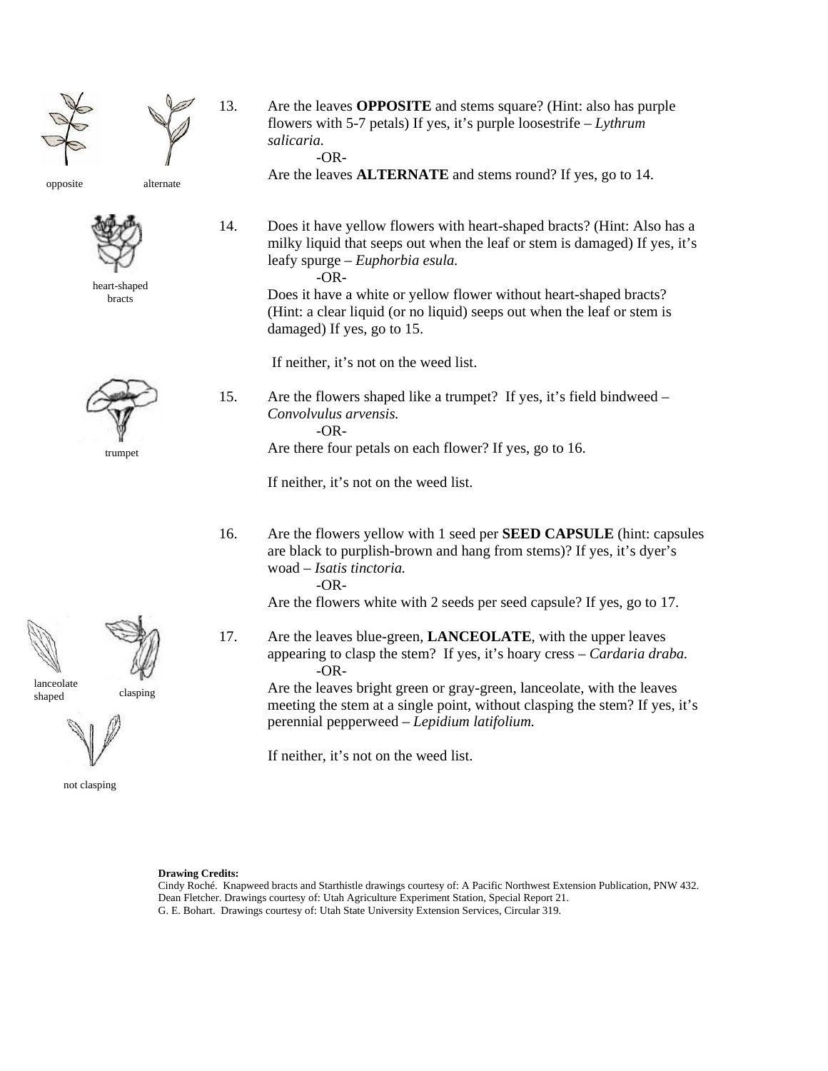opposite alternate

13. Are the leaves **OPPOSITE** and stems square? (Hint: also has purple flowers with 5-7 petals) If yes, it's purple loosestrife – *Lythrum salicaria.*

    -OR-

    Are the leaves **ALTERNATE** and stems round? If yes, go to 14.

heart-shaped bracts

14. Does it have yellow flowers with heart-shaped bracts? (Hint: Also has a milky liquid that seeps out when the leaf or stem is damaged) If yes, it's leafy spurge – *Euphorbia esula.*

    -OR-

    Does it have a white or yellow flower without heart-shaped bracts? (Hint: a clear liquid (or no liquid) seeps out when the leaf or stem is damaged) If yes, go to 15.

    If neither, it's not on the weed list.

trumpet

15. Are the flowers shaped like a trumpet? If yes, it's field bindweed – *Convolvulus arvensis.*

    -OR-

    Are there four petals on each flower? If yes, go to 16.

    If neither, it's not on the weed list.

16. Are the flowers yellow with 1 seed per **SEED CAPSULE** (hint: capsules are black to purplish-brown and hang from stems)? If yes, it's dyer's woad – *Isatis tinctoria.*

    -OR-

    Are the flowers white with 2 seeds per seed capsule? If yes, go to 17.

lanceolate shaped clasping

not clasping

17. Are the leaves blue-green, **LANCEOLATE**, with the upper leaves appearing to clasp the stem? If yes, it's hoary cress – *Cardaria draba.*

    -OR-

    Are the leaves bright green or gray-green, lanceolate, with the leaves meeting the stem at a single point, without clasping the stem? If yes, it's perennial pepperweed – *Lepidium latifolium.*

    If neither, it's not on the weed list.

**Drawing Credits:**

Cindy Roché. Knapweed bracts and Starthistle drawings courtesy of: A Pacific Northwest Extension Publication, PNW 432.
Dean Fletcher. Drawings courtesy of: Utah Agriculture Experiment Station, Special Report 21.
G. E. Bohart. Drawings courtesy of: Utah State University Extension Services, Circular 319.